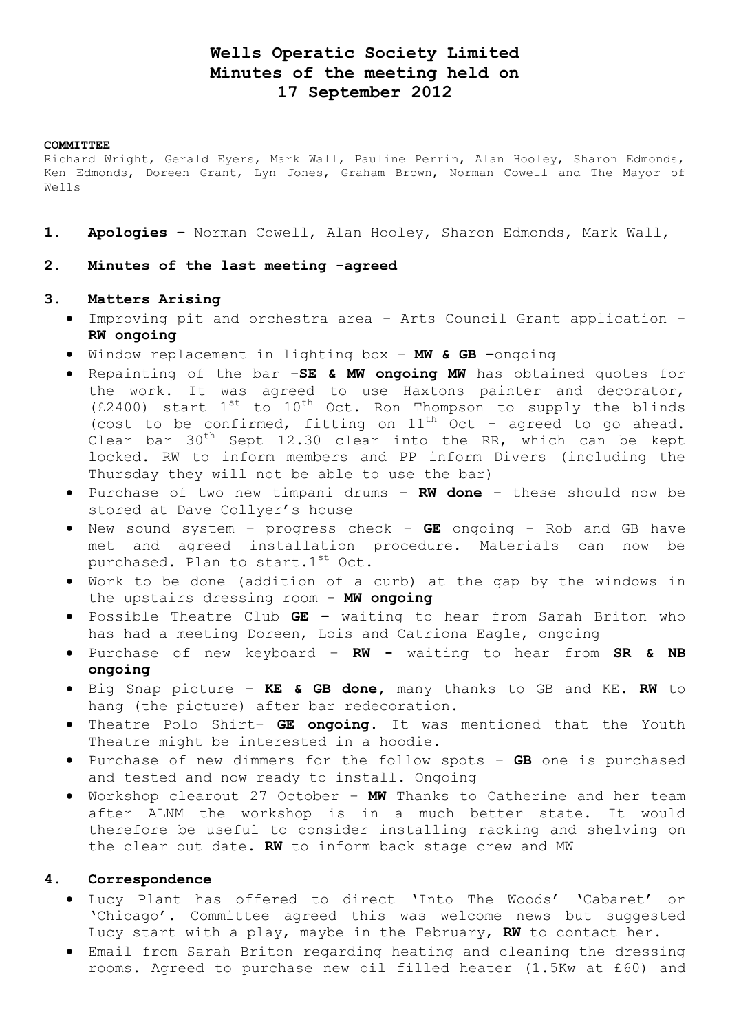# Wells Operatic Society Limited
# Minutes of the meeting held on
# 17 September 2012

**COMMITTEE**

Richard Wright, Gerald Eyers, Mark Wall, Pauline Perrin, Alan Hooley, Sharon Edmonds, Ken Edmonds, Doreen Grant, Lyn Jones, Graham Brown, Norman Cowell and The Mayor of Wells

1. **Apologies –** Norman Cowell, Alan Hooley, Sharon Edmonds, Mark Wall,

2. **Minutes of the last meeting -agreed**

3. **Matters Arising**
   - Improving pit and orchestra area – Arts Council Grant application – **RW ongoing**
   - Window replacement in lighting box – **MW & GB –**ongoing
   - Repainting of the bar –**SE & MW ongoing MW** has obtained quotes for the work. It was agreed to use Haxtons painter and decorator, (£2400) start 1st to 10th Oct. Ron Thompson to supply the blinds (cost to be confirmed, fitting on 11th Oct - agreed to go ahead. Clear bar 30th Sept 12.30 clear into the RR, which can be kept locked. RW to inform members and PP inform Divers (including the Thursday they will not be able to use the bar)
   - Purchase of two new timpani drums – **RW done** – these should now be stored at Dave Collyer's house
   - New sound system – progress check – **GE** ongoing - Rob and GB have met and agreed installation procedure. Materials can now be purchased. Plan to start.1st Oct.
   - Work to be done (addition of a curb) at the gap by the windows in the upstairs dressing room – **MW ongoing**
   - Possible Theatre Club **GE –** waiting to hear from Sarah Briton who has had a meeting Doreen, Lois and Catriona Eagle, ongoing
   - Purchase of new keyboard – **RW -** waiting to hear from **SR & NB ongoing**
   - Big Snap picture – **KE & GB done**, many thanks to GB and KE. **RW** to hang (the picture) after bar redecoration.
   - Theatre Polo Shirt– **GE ongoing**. It was mentioned that the Youth Theatre might be interested in a hoodie.
   - Purchase of new dimmers for the follow spots – **GB** one is purchased and tested and now ready to install. Ongoing
   - Workshop clearout 27 October – **MW** Thanks to Catherine and her team after ALNM the workshop is in a much better state. It would therefore be useful to consider installing racking and shelving on the clear out date. **RW** to inform back stage crew and MW

4. **Correspondence**
   - Lucy Plant has offered to direct 'Into The Woods' 'Cabaret' or 'Chicago'. Committee agreed this was welcome news but suggested Lucy start with a play, maybe in the February, **RW** to contact her.
   - Email from Sarah Briton regarding heating and cleaning the dressing rooms. Agreed to purchase new oil filled heater (1.5Kw at £60) and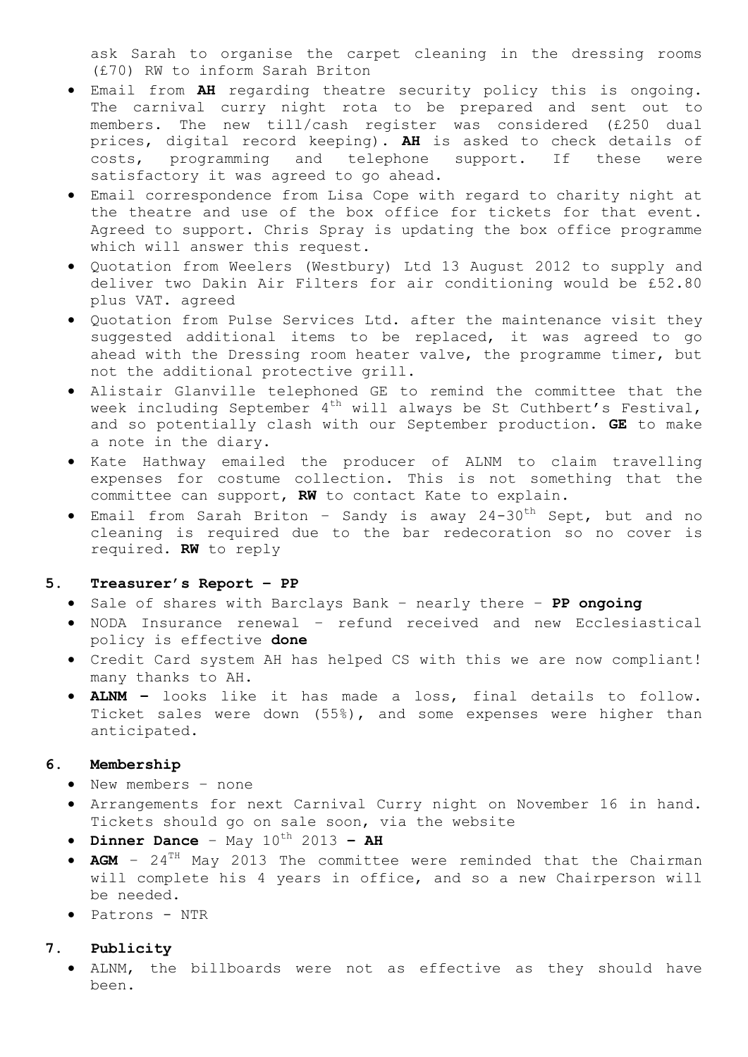ask Sarah to organise the carpet cleaning in the dressing rooms (£70) RW to inform Sarah Briton

- Email from **AH** regarding theatre security policy this is ongoing. The carnival curry night rota to be prepared and sent out to members. The new till/cash register was considered (£250 dual prices, digital record keeping). **AH** is asked to check details of costs, programming and telephone support. If these were satisfactory it was agreed to go ahead.
- Email correspondence from Lisa Cope with regard to charity night at the theatre and use of the box office for tickets for that event. Agreed to support. Chris Spray is updating the box office programme which will answer this request.
- Quotation from Weelers (Westbury) Ltd 13 August 2012 to supply and deliver two Dakin Air Filters for air conditioning would be £52.80 plus VAT. agreed
- Quotation from Pulse Services Ltd. after the maintenance visit they suggested additional items to be replaced, it was agreed to go ahead with the Dressing room heater valve, the programme timer, but not the additional protective grill.
- Alistair Glanville telephoned GE to remind the committee that the week including September 4th will always be St Cuthbert's Festival, and so potentially clash with our September production. **GE** to make a note in the diary.
- Kate Hathway emailed the producer of ALNM to claim travelling expenses for costume collection. This is not something that the committee can support, **RW** to contact Kate to explain.
- Email from Sarah Briton – Sandy is away 24-30th Sept, but and no cleaning is required due to the bar redecoration so no cover is required. **RW** to reply

## 5. Treasurer's Report – PP

- Sale of shares with Barclays Bank – nearly there – **PP ongoing**
- NODA Insurance renewal – refund received and new Ecclesiastical policy is effective **done**
- Credit Card system AH has helped CS with this we are now compliant! many thanks to AH.
- **ALNM –** looks like it has made a loss, final details to follow. Ticket sales were down (55%), and some expenses were higher than anticipated.

## 6. Membership

- New members – none
- Arrangements for next Carnival Curry night on November 16 in hand. Tickets should go on sale soon, via the website
- **Dinner Dance** – May 10th 2013 **– AH**
- **AGM** – 24TH May 2013 The committee were reminded that the Chairman will complete his 4 years in office, and so a new Chairperson will be needed.
- Patrons - NTR

## 7. Publicity

- ALNM, the billboards were not as effective as they should have been.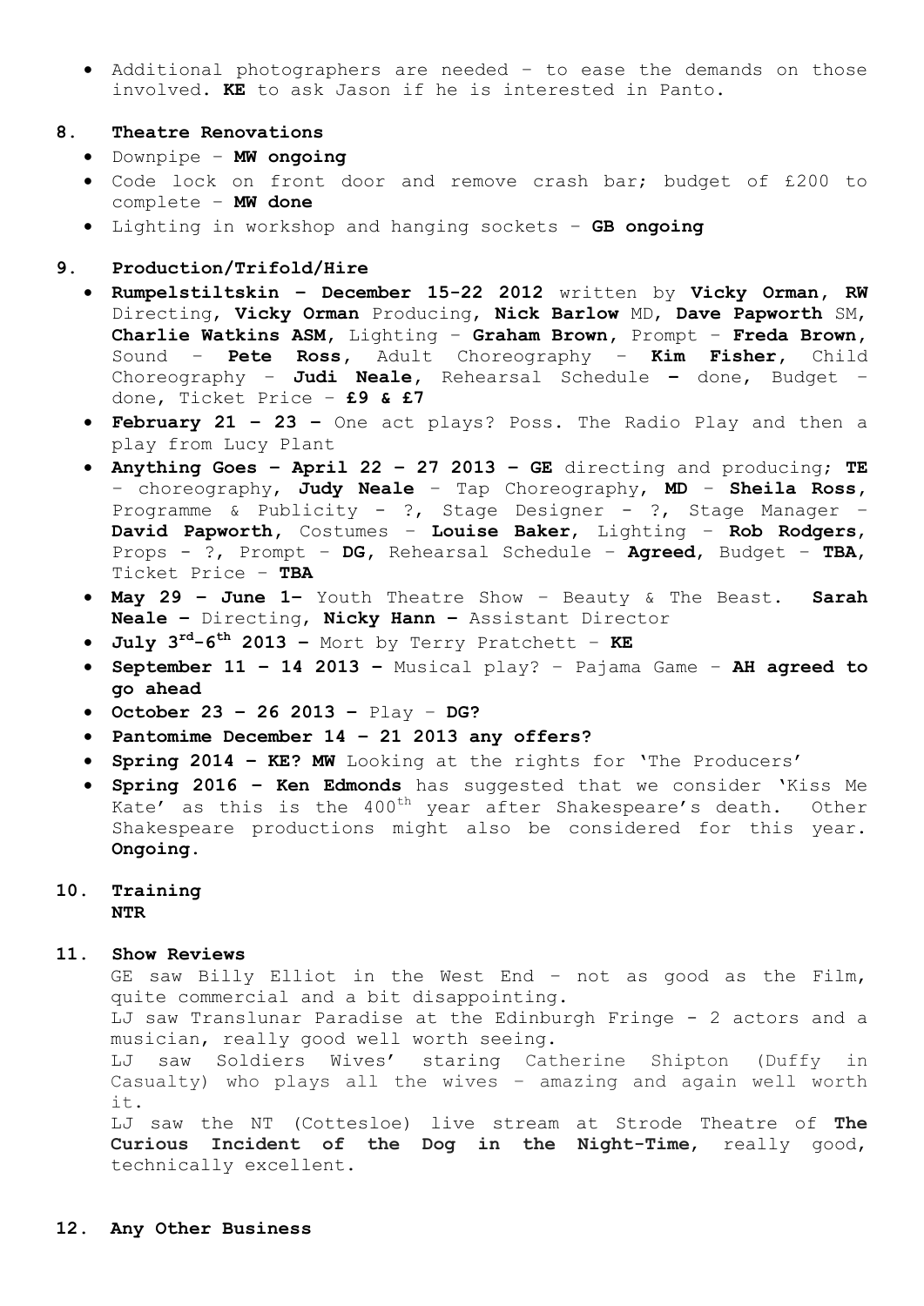- Additional photographers are needed – to ease the demands on those involved. **KE** to ask Jason if he is interested in Panto.

## 8. Theatre Renovations

- Downpipe – **MW ongoing**
- Code lock on front door and remove crash bar; budget of £200 to complete – **MW done**
- Lighting in workshop and hanging sockets – **GB ongoing**

## 9. Production/Trifold/Hire

- **Rumpelstiltskin – December 15-22 2012** written by **Vicky Orman, RW** Directing, **Vicky Orman** Producing, **Nick Barlow** MD, **Dave Papworth** SM, **Charlie Watkins ASM**, Lighting – **Graham Brown**, Prompt – **Freda Brown**, Sound – **Pete Ross**, Adult Choreography – **Kim Fisher**, Child Choreography – **Judi Neale**, Rehearsal Schedule **–** done, Budget – done, Ticket Price – **£9 & £7**
- **February 21 – 23 –** One act plays? Poss. The Radio Play and then a play from Lucy Plant
- **Anything Goes – April 22 – 27 2013 – GE** directing and producing; **TE** – choreography, **Judy Neale** – Tap Choreography, **MD** – **Sheila Ross**, Programme & Publicity - ?, Stage Designer - ?, Stage Manager – **David Papworth**, Costumes – **Louise Baker**, Lighting – **Rob Rodgers**, Props - ?, Prompt – **DG**, Rehearsal Schedule – **Agreed**, Budget – **TBA**, Ticket Price – **TBA**
- **May 29 – June 1–** Youth Theatre Show – Beauty & The Beast. **Sarah Neale –** Directing, **Nicky Hann –** Assistant Director
- **July 3rd-6th 2013 –** Mort by Terry Pratchett – **KE**
- **September 11 – 14 2013 –** Musical play? – Pajama Game – **AH agreed to go ahead**
- **October 23 – 26 2013 –** Play – **DG?**
- **Pantomime December 14 – 21 2013 any offers?**
- **Spring 2014 – KE? MW** Looking at the rights for 'The Producers'
- **Spring 2016 – Ken Edmonds** has suggested that we consider 'Kiss Me Kate' as this is the 400th year after Shakespeare's death. Other Shakespeare productions might also be considered for this year. **Ongoing.**

## 10. Training

**NTR**

## 11. Show Reviews

GE saw Billy Elliot in the West End – not as good as the Film, quite commercial and a bit disappointing.

LJ saw Translunar Paradise at the Edinburgh Fringe - 2 actors and a musician, really good well worth seeing.

LJ saw Soldiers Wives' staring Catherine Shipton (Duffy in Casualty) who plays all the wives – amazing and again well worth it.

LJ saw the NT (Cottesloe) live stream at Strode Theatre of **The Curious Incident of the Dog in the Night-Time**, really good, technically excellent.

## 12. Any Other Business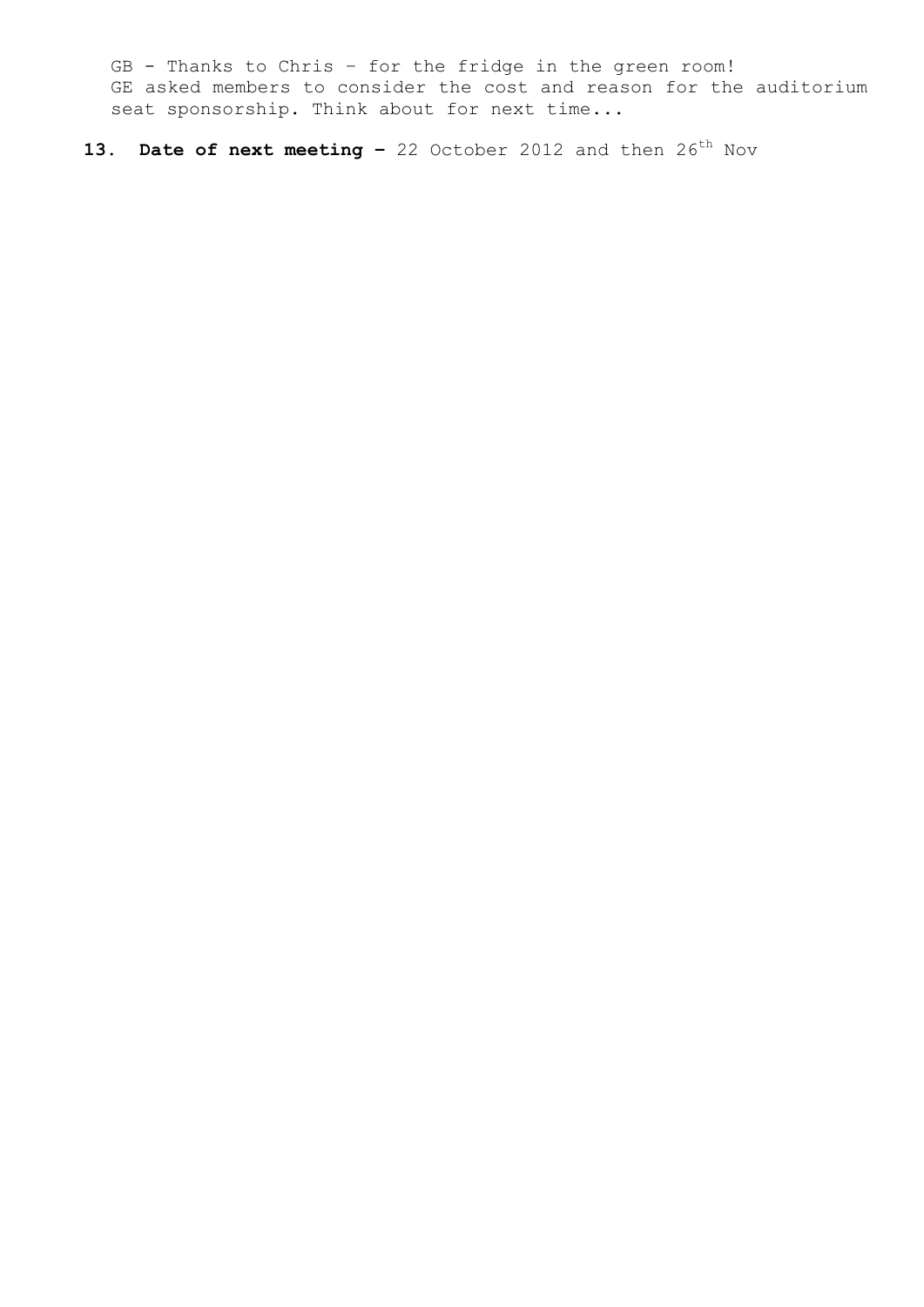GB - Thanks to Chris – for the fridge in the green room!
GE asked members to consider the cost and reason for the auditorium seat sponsorship. Think about for next time...

**13. Date of next meeting –** 22 October 2012 and then 26th Nov